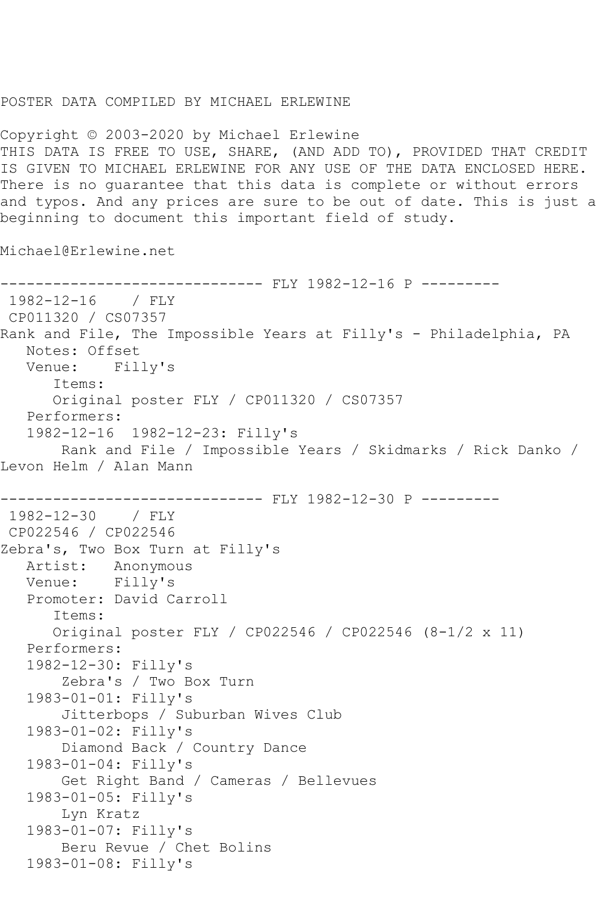POSTER DATA COMPILED BY MICHAEL ERLEWINE

Copyright © 2003-2020 by Michael Erlewine
THIS DATA IS FREE TO USE, SHARE, (AND ADD TO), PROVIDED THAT CREDIT IS GIVEN TO MICHAEL ERLEWINE FOR ANY USE OF THE DATA ENCLOSED HERE. There is no guarantee that this data is complete or without errors and typos. And any prices are sure to be out of date. This is just a beginning to document this important field of study.

Michael@Erlewine.net

------------------------------ FLY 1982-12-16 P ---------

```
 1982-12-16    / FLY
 CP011320 / CS07357
Rank and File, The Impossible Years at Filly's - Philadelphia, PA
   Notes: Offset
   Venue:    Filly's
      Items:
      Original poster FLY / CP011320 / CS07357
   Performers:
   1982-12-16  1982-12-23: Filly's
       Rank and File / Impossible Years / Skidmarks / Rick Danko /
Levon Helm / Alan Mann
```

------------------------------ FLY 1982-12-30 P ---------

```
 1982-12-30    / FLY
 CP022546 / CP022546
Zebra's, Two Box Turn at Filly's
   Artist:   Anonymous
   Venue:    Filly's
   Promoter: David Carroll
      Items:
      Original poster FLY / CP022546 / CP022546 (8-1/2 x 11)
   Performers:
   1982-12-30: Filly's
       Zebra's / Two Box Turn
   1983-01-01: Filly's
       Jitterbops / Suburban Wives Club
   1983-01-02: Filly's
       Diamond Back / Country Dance
   1983-01-04: Filly's
       Get Right Band / Cameras / Bellevues
   1983-01-05: Filly's
       Lyn Kratz
   1983-01-07: Filly's
       Beru Revue / Chet Bolins
   1983-01-08: Filly's
```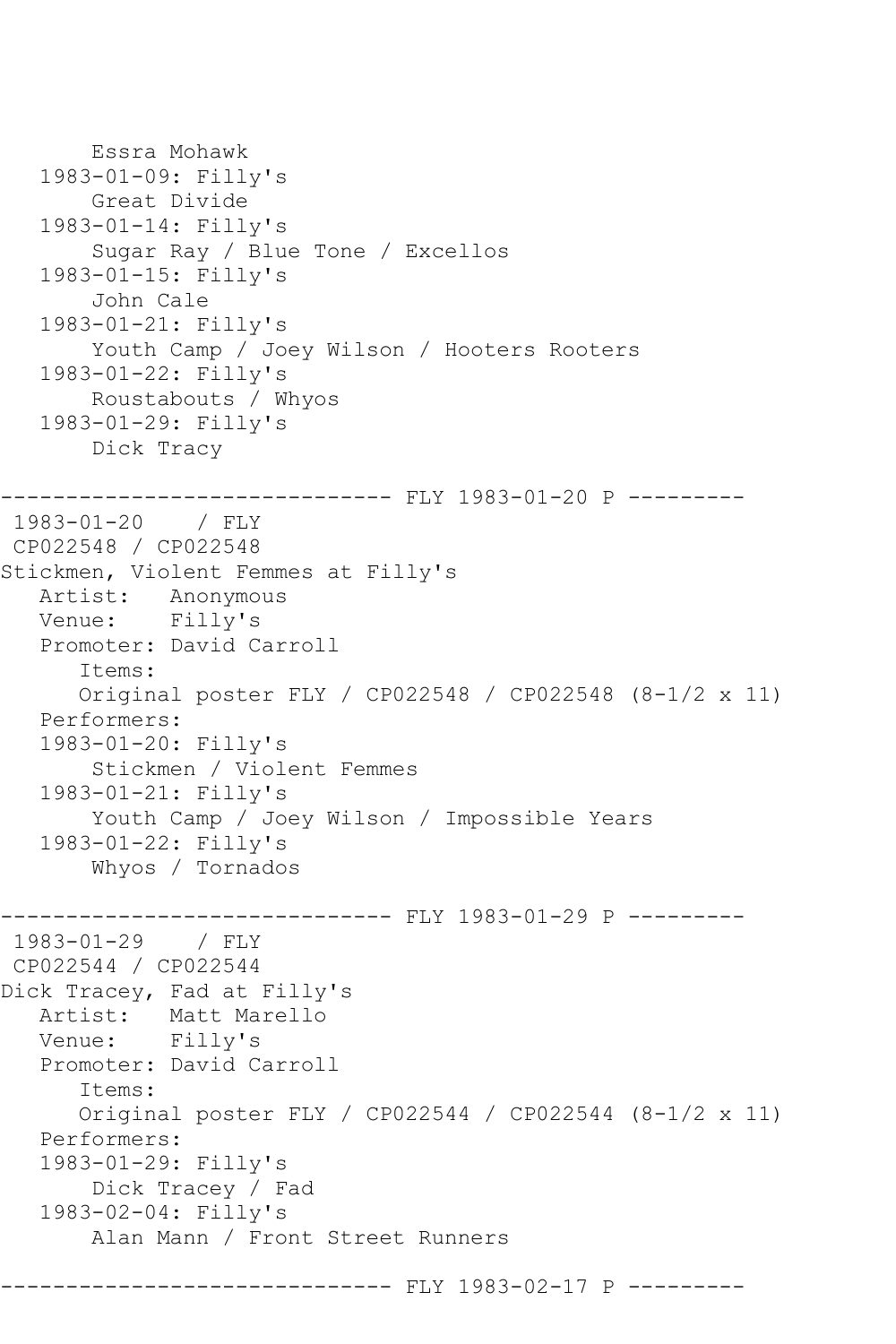Essra Mohawk
1983-01-09: Filly's
Great Divide
1983-01-14: Filly's
Sugar Ray / Blue Tone / Excellos
1983-01-15: Filly's
John Cale
1983-01-21: Filly's
Youth Camp / Joey Wilson / Hooters Rooters
1983-01-22: Filly's
Roustabouts / Whyos
1983-01-29: Filly's
Dick Tracy

------------------------------ FLY 1983-01-20 P ---------

1983-01-20 / FLY
CP022548 / CP022548
Stickmen, Violent Femmes at Filly's
Artist: Anonymous
Venue: Filly's
Promoter: David Carroll
Items:
Original poster FLY / CP022548 / CP022548 (8-1/2 x 11)
Performers:
1983-01-20: Filly's
Stickmen / Violent Femmes
1983-01-21: Filly's
Youth Camp / Joey Wilson / Impossible Years
1983-01-22: Filly's
Whyos / Tornados

------------------------------ FLY 1983-01-29 P ---------

1983-01-29 / FLY
CP022544 / CP022544
Dick Tracey, Fad at Filly's
Artist: Matt Marello
Venue: Filly's
Promoter: David Carroll
Items:
Original poster FLY / CP022544 / CP022544 (8-1/2 x 11)
Performers:
1983-01-29: Filly's
Dick Tracey / Fad
1983-02-04: Filly's
Alan Mann / Front Street Runners

------------------------------ FLY 1983-02-17 P ---------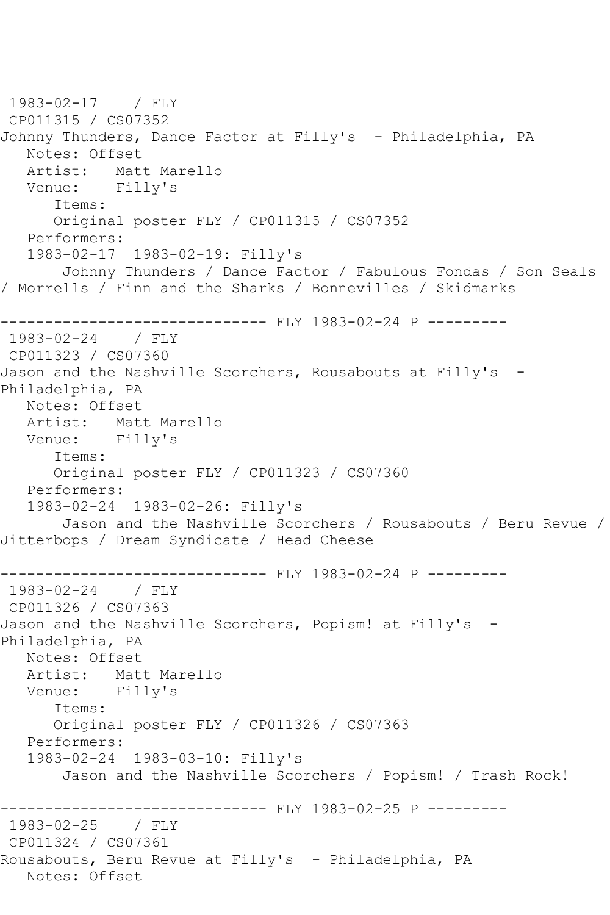1983-02-17 / FLY
CP011315 / CS07352
Johnny Thunders, Dance Factor at Filly's - Philadelphia, PA
Notes: Offset
Artist: Matt Marello
Venue: Filly's
Items:
Original poster FLY / CP011315 / CS07352
Performers:
1983-02-17 1983-02-19: Filly's
Johnny Thunders / Dance Factor / Fabulous Fondas / Son Seals / Morrells / Finn and the Sharks / Bonnevilles / Skidmarks

------------------------------ FLY 1983-02-24 P ---------
1983-02-24 / FLY
CP011323 / CS07360
Jason and the Nashville Scorchers, Rousabouts at Filly's - Philadelphia, PA
Notes: Offset
Artist: Matt Marello
Venue: Filly's
Items:
Original poster FLY / CP011323 / CS07360
Performers:
1983-02-24 1983-02-26: Filly's
Jason and the Nashville Scorchers / Rousabouts / Beru Revue / Jitterbops / Dream Syndicate / Head Cheese

------------------------------ FLY 1983-02-24 P ---------
1983-02-24 / FLY
CP011326 / CS07363
Jason and the Nashville Scorchers, Popism! at Filly's - Philadelphia, PA
Notes: Offset
Artist: Matt Marello
Venue: Filly's
Items:
Original poster FLY / CP011326 / CS07363
Performers:
1983-02-24 1983-03-10: Filly's
Jason and the Nashville Scorchers / Popism! / Trash Rock!

------------------------------ FLY 1983-02-25 P ---------
1983-02-25 / FLY
CP011324 / CS07361
Rousabouts, Beru Revue at Filly's - Philadelphia, PA
Notes: Offset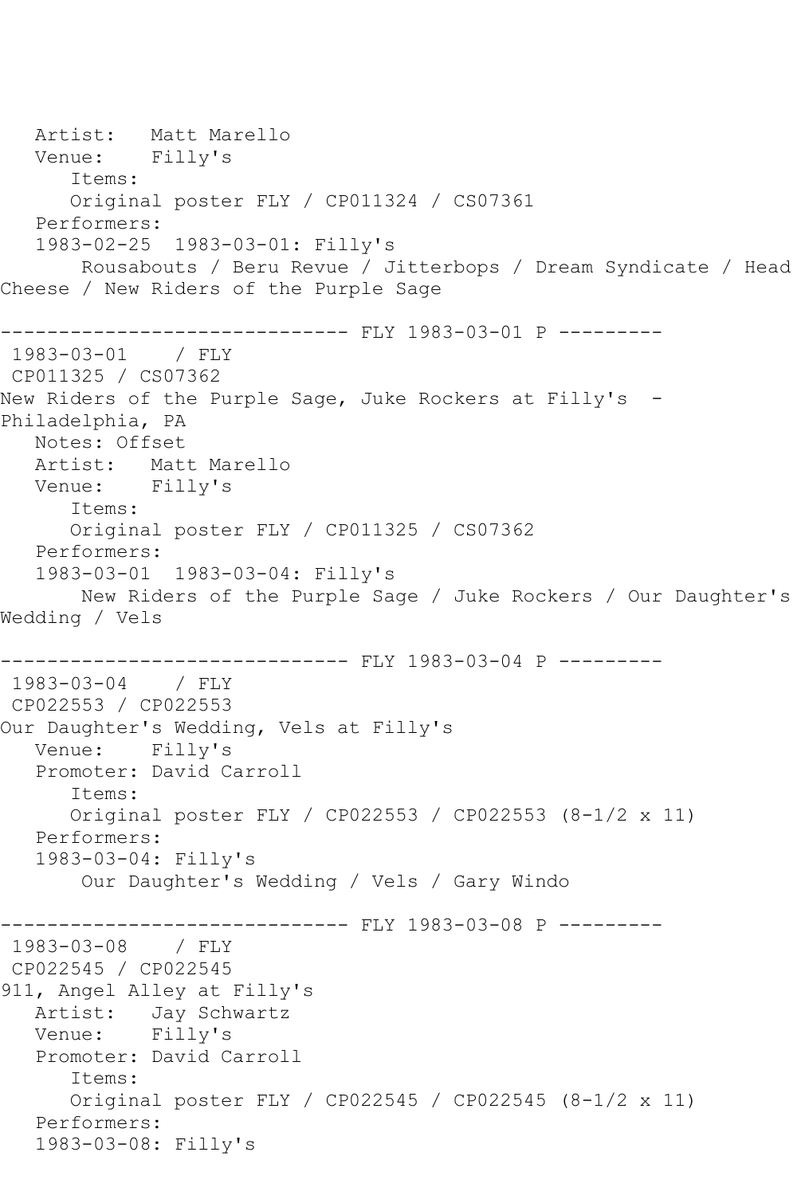Artist:   Matt Marello
Venue:    Filly's
Items:
Original poster FLY / CP011324 / CS07361
Performers:
1983-02-25  1983-03-01: Filly's
Rousabouts / Beru Revue / Jitterbops / Dream Syndicate / Head Cheese / New Riders of the Purple Sage

------------------------------ FLY 1983-03-01 P ---------
1983-03-01    / FLY
CP011325 / CS07362
New Riders of the Purple Sage, Juke Rockers at Filly's  - Philadelphia, PA
Notes: Offset
Artist:   Matt Marello
Venue:    Filly's
Items:
Original poster FLY / CP011325 / CS07362
Performers:
1983-03-01  1983-03-04: Filly's
New Riders of the Purple Sage / Juke Rockers / Our Daughter's Wedding / Vels

------------------------------ FLY 1983-03-04 P ---------
1983-03-04    / FLY
CP022553 / CP022553
Our Daughter's Wedding, Vels at Filly's
Venue:    Filly's
Promoter: David Carroll
Items:
Original poster FLY / CP022553 / CP022553 (8-1/2 x 11)
Performers:
1983-03-04: Filly's
Our Daughter's Wedding / Vels / Gary Windo

------------------------------ FLY 1983-03-08 P ---------
1983-03-08    / FLY
CP022545 / CP022545
911, Angel Alley at Filly's
Artist:   Jay Schwartz
Venue:    Filly's
Promoter: David Carroll
Items:
Original poster FLY / CP022545 / CP022545 (8-1/2 x 11)
Performers:
1983-03-08: Filly's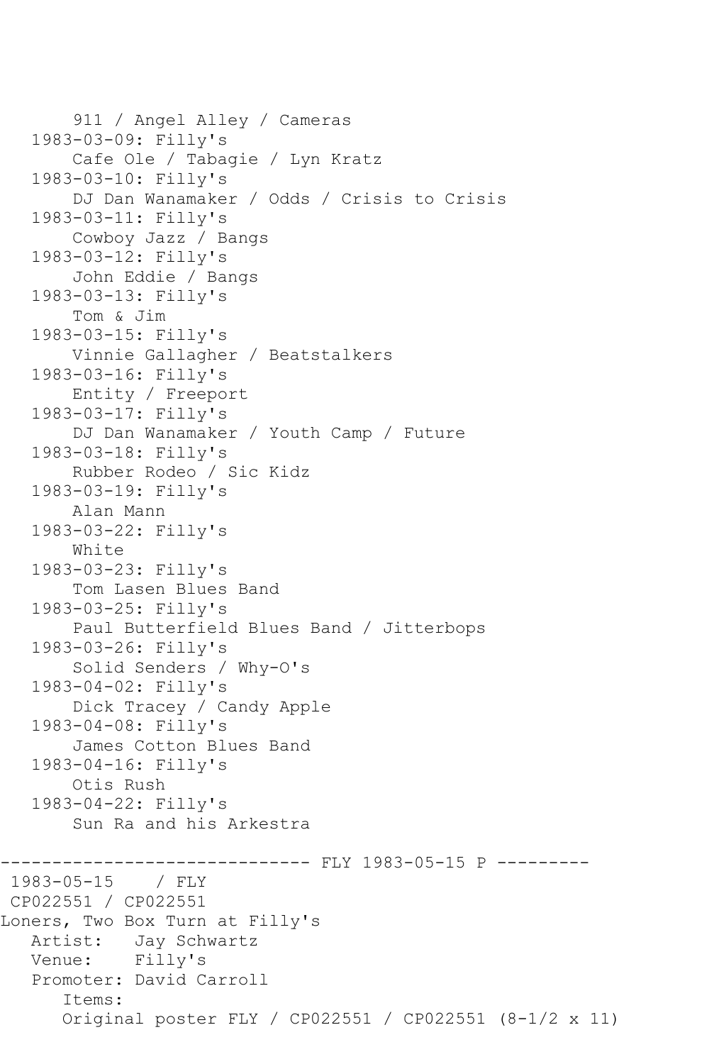```
       911 / Angel Alley / Cameras
   1983-03-09: Filly's
       Cafe Ole / Tabagie / Lyn Kratz
   1983-03-10: Filly's
       DJ Dan Wanamaker / Odds / Crisis to Crisis
   1983-03-11: Filly's
       Cowboy Jazz / Bangs
   1983-03-12: Filly's
       John Eddie / Bangs
   1983-03-13: Filly's
       Tom & Jim
   1983-03-15: Filly's
       Vinnie Gallagher / Beatstalkers
   1983-03-16: Filly's
       Entity / Freeport
   1983-03-17: Filly's
       DJ Dan Wanamaker / Youth Camp / Future
   1983-03-18: Filly's
       Rubber Rodeo / Sic Kidz
   1983-03-19: Filly's
       Alan Mann
   1983-03-22: Filly's
       White
   1983-03-23: Filly's
       Tom Lasen Blues Band
   1983-03-25: Filly's
       Paul Butterfield Blues Band / Jitterbops
   1983-03-26: Filly's
       Solid Senders / Why-O's
   1983-04-02: Filly's
       Dick Tracey / Candy Apple
   1983-04-08: Filly's
       James Cotton Blues Band
   1983-04-16: Filly's
       Otis Rush
   1983-04-22: Filly's
       Sun Ra and his Arkestra

------------------------------ FLY 1983-05-15 P ---------
 1983-05-15    / FLY
 CP022551 / CP022551
Loners, Two Box Turn at Filly's
   Artist:   Jay Schwartz
   Venue:    Filly's
   Promoter: David Carroll
      Items:
      Original poster FLY / CP022551 / CP022551 (8-1/2 x 11)
```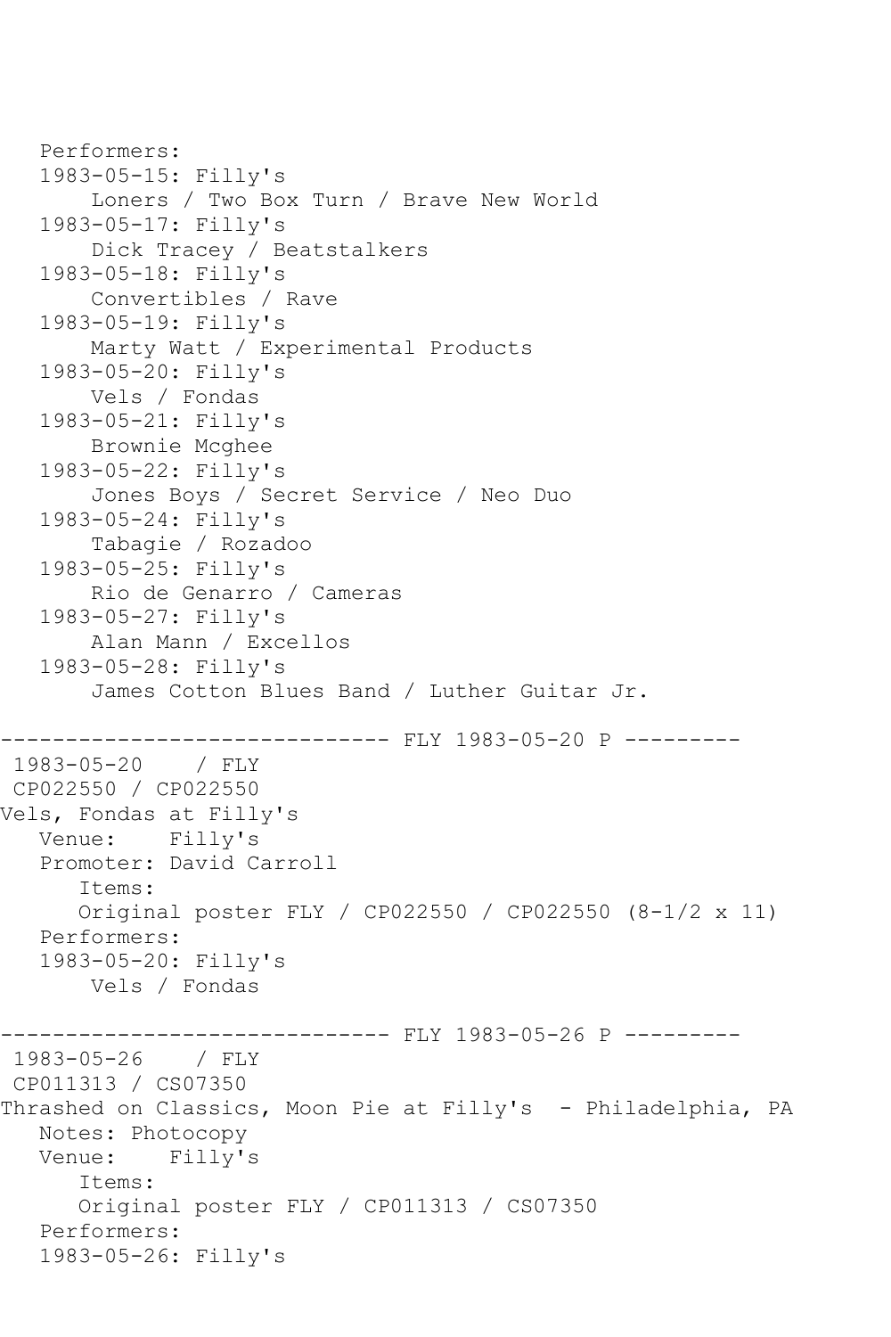```
   Performers:
   1983-05-15: Filly's
       Loners / Two Box Turn / Brave New World
   1983-05-17: Filly's
       Dick Tracey / Beatstalkers
   1983-05-18: Filly's
       Convertibles / Rave
   1983-05-19: Filly's
       Marty Watt / Experimental Products
   1983-05-20: Filly's
       Vels / Fondas
   1983-05-21: Filly's
       Brownie Mcghee
   1983-05-22: Filly's
       Jones Boys / Secret Service / Neo Duo
   1983-05-24: Filly's
       Tabagie / Rozadoo
   1983-05-25: Filly's
       Rio de Genarro / Cameras
   1983-05-27: Filly's
       Alan Mann / Excellos
   1983-05-28: Filly's
       James Cotton Blues Band / Luther Guitar Jr.

------------------------------ FLY 1983-05-20 P ---------
 1983-05-20    / FLY
 CP022550 / CP022550
Vels, Fondas at Filly's
   Venue:    Filly's
   Promoter: David Carroll
      Items:
      Original poster FLY / CP022550 / CP022550 (8-1/2 x 11)
   Performers:
   1983-05-20: Filly's
       Vels / Fondas

------------------------------ FLY 1983-05-26 P ---------
 1983-05-26    / FLY
 CP011313 / CS07350
Thrashed on Classics, Moon Pie at Filly's  - Philadelphia, PA
   Notes: Photocopy
   Venue:    Filly's
      Items:
      Original poster FLY / CP011313 / CS07350
   Performers:
   1983-05-26: Filly's
```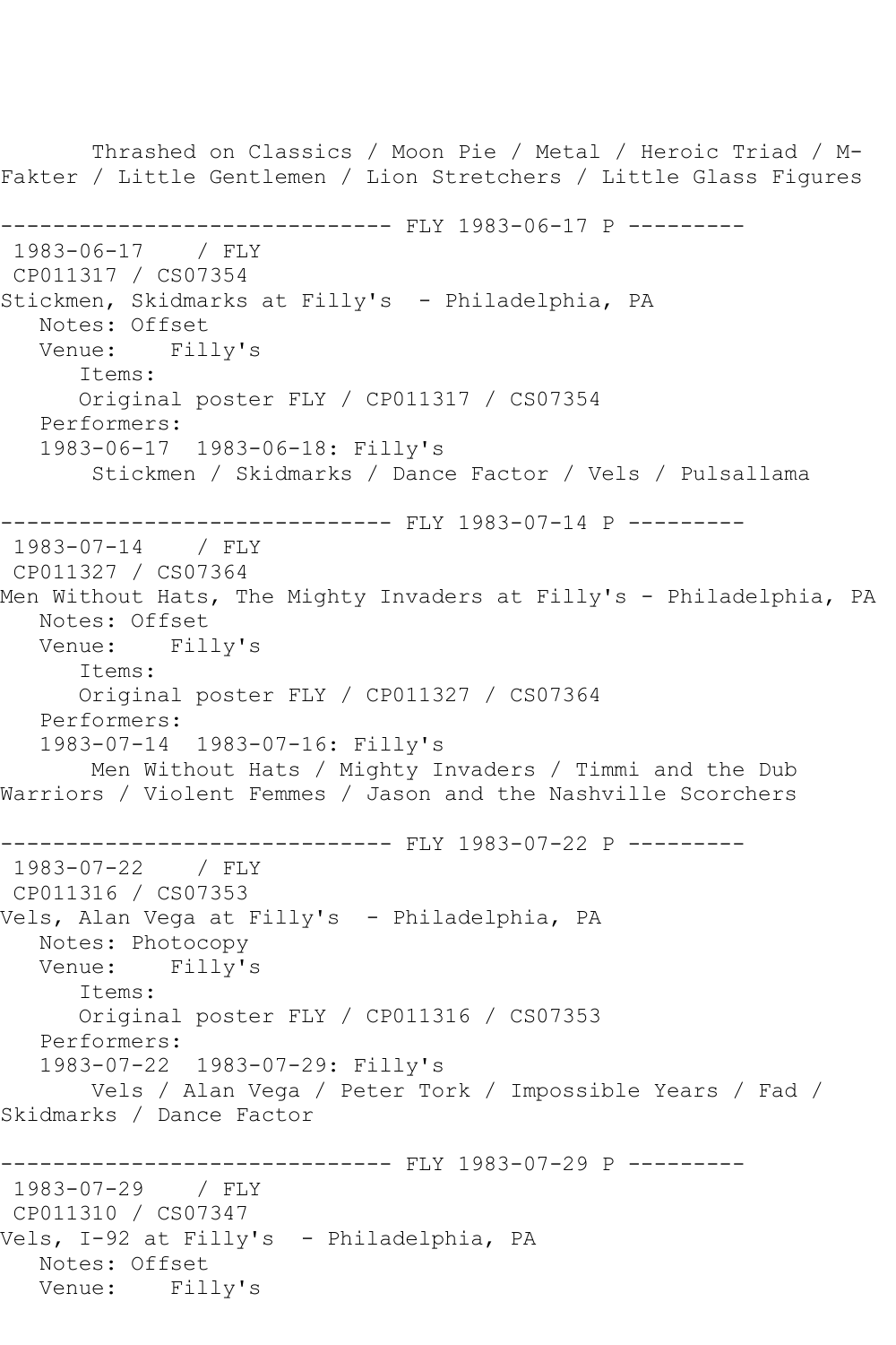Thrashed on Classics / Moon Pie / Metal / Heroic Triad / M-Fakter / Little Gentlemen / Lion Stretchers / Little Glass Figures

------------------------------ FLY 1983-06-17 P ---------

1983-06-17 / FLY

CP011317 / CS07354

Stickmen, Skidmarks at Filly's - Philadelphia, PA

Notes: Offset

Venue: Filly's

Items:

Original poster FLY / CP011317 / CS07354

Performers:

1983-06-17 1983-06-18: Filly's

Stickmen / Skidmarks / Dance Factor / Vels / Pulsallama

------------------------------ FLY 1983-07-14 P ---------

1983-07-14 / FLY

CP011327 / CS07364

Men Without Hats, The Mighty Invaders at Filly's - Philadelphia, PA

Notes: Offset

Venue: Filly's

Items:

Original poster FLY / CP011327 / CS07364

Performers:

1983-07-14 1983-07-16: Filly's

Men Without Hats / Mighty Invaders / Timmi and the Dub Warriors / Violent Femmes / Jason and the Nashville Scorchers

------------------------------ FLY 1983-07-22 P ---------

1983-07-22 / FLY

CP011316 / CS07353

Vels, Alan Vega at Filly's - Philadelphia, PA

Notes: Photocopy

Venue: Filly's

Items:

Original poster FLY / CP011316 / CS07353

Performers:

1983-07-22 1983-07-29: Filly's

Vels / Alan Vega / Peter Tork / Impossible Years / Fad / Skidmarks / Dance Factor

------------------------------ FLY 1983-07-29 P ---------

1983-07-29 / FLY

CP011310 / CS07347

Vels, I-92 at Filly's - Philadelphia, PA

Notes: Offset

Venue: Filly's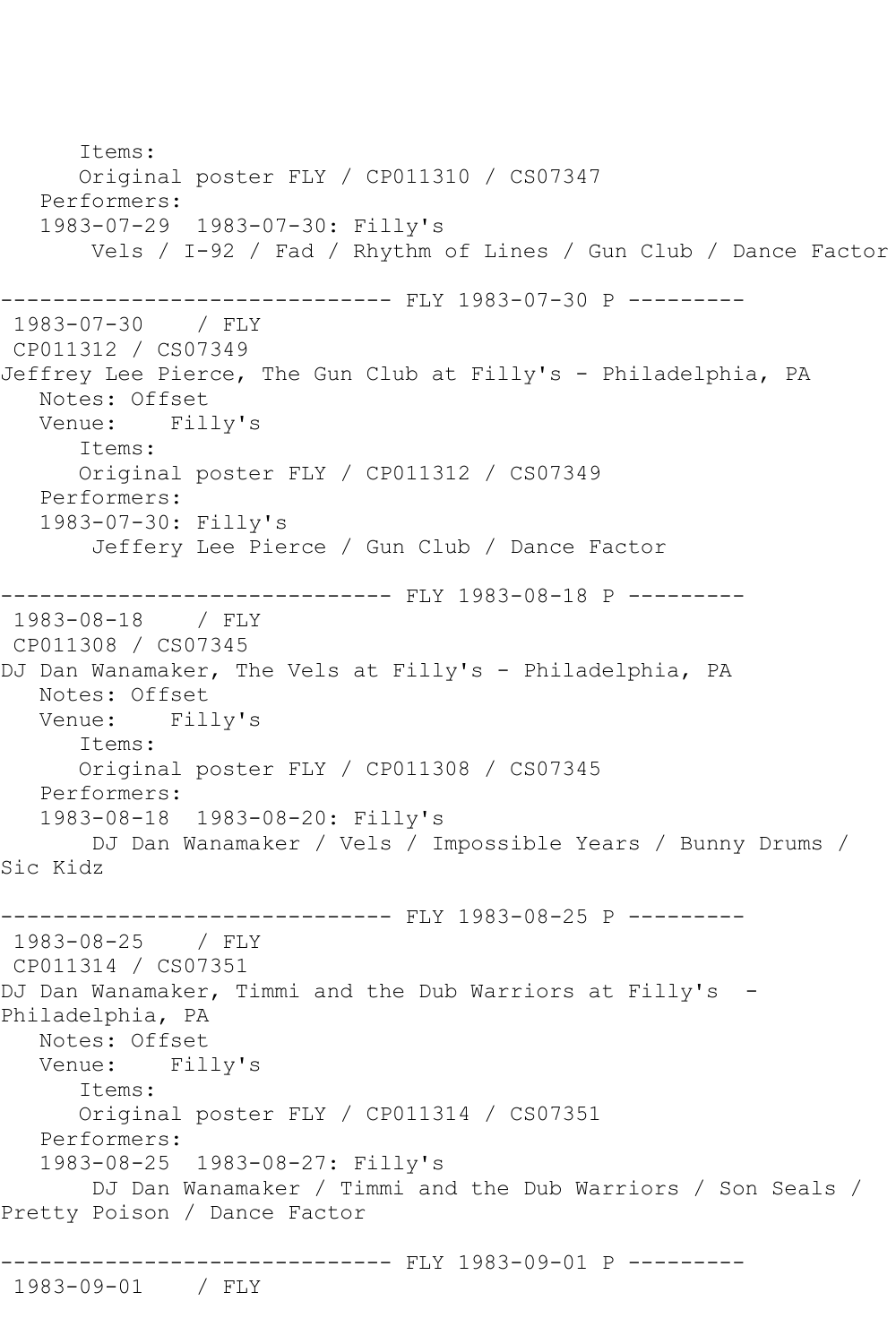Items:
Original poster FLY / CP011310 / CS07347
Performers:
1983-07-29 1983-07-30: Filly's
Vels / I-92 / Fad / Rhythm of Lines / Gun Club / Dance Factor

------------------------------ FLY 1983-07-30 P ---------
1983-07-30 / FLY
CP011312 / CS07349
Jeffrey Lee Pierce, The Gun Club at Filly's - Philadelphia, PA
Notes: Offset
Venue: Filly's
Items:
Original poster FLY / CP011312 / CS07349
Performers:
1983-07-30: Filly's
Jeffery Lee Pierce / Gun Club / Dance Factor

------------------------------ FLY 1983-08-18 P ---------
1983-08-18 / FLY
CP011308 / CS07345
DJ Dan Wanamaker, The Vels at Filly's - Philadelphia, PA
Notes: Offset
Venue: Filly's
Items:
Original poster FLY / CP011308 / CS07345
Performers:
1983-08-18 1983-08-20: Filly's
DJ Dan Wanamaker / Vels / Impossible Years / Bunny Drums / Sic Kidz

------------------------------ FLY 1983-08-25 P ---------
1983-08-25 / FLY
CP011314 / CS07351
DJ Dan Wanamaker, Timmi and the Dub Warriors at Filly's - Philadelphia, PA
Notes: Offset
Venue: Filly's
Items:
Original poster FLY / CP011314 / CS07351
Performers:
1983-08-25 1983-08-27: Filly's
DJ Dan Wanamaker / Timmi and the Dub Warriors / Son Seals / Pretty Poison / Dance Factor

------------------------------ FLY 1983-09-01 P ---------
1983-09-01 / FLY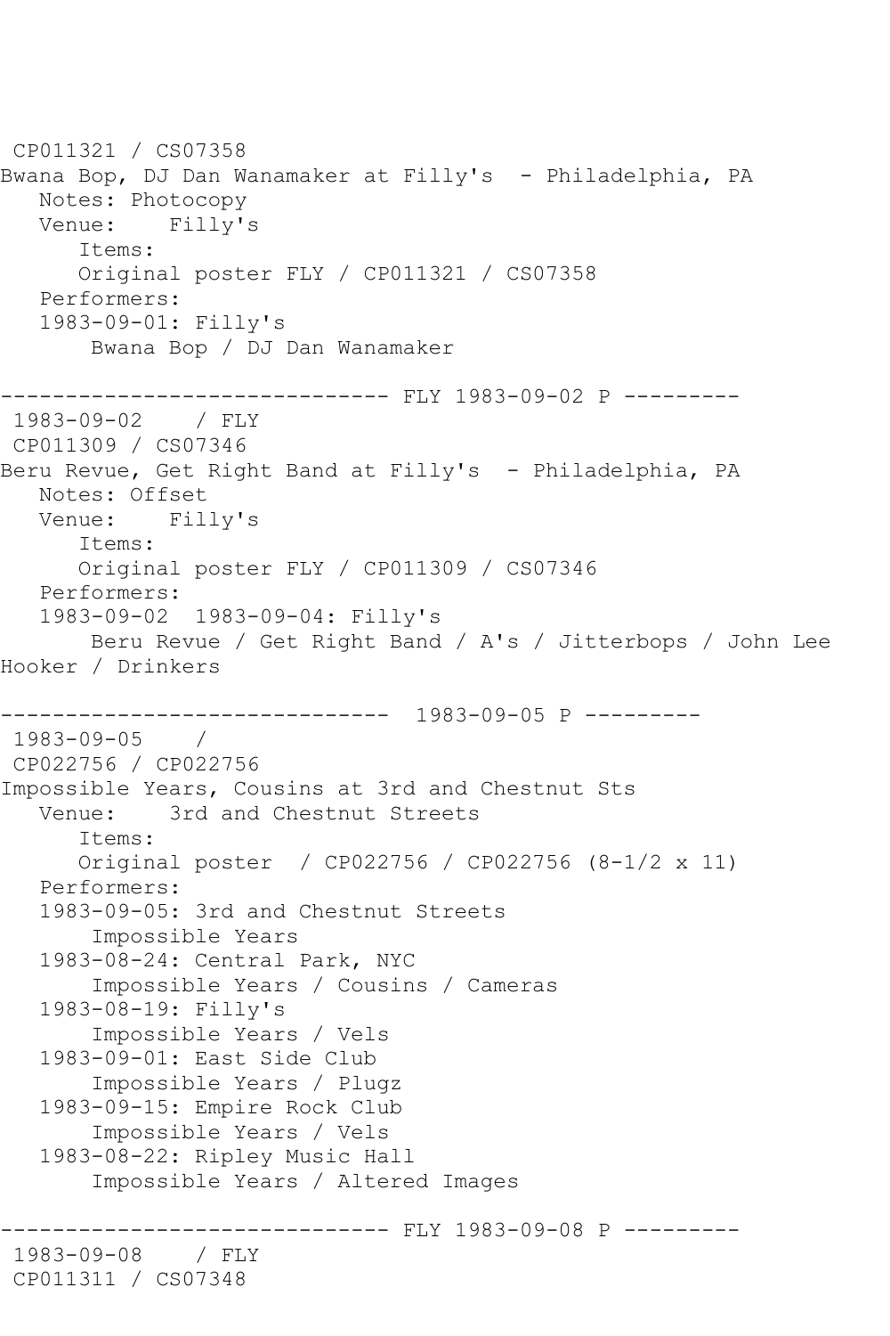CP011321 / CS07358
Bwana Bop, DJ Dan Wanamaker at Filly's - Philadelphia, PA
Notes: Photocopy
Venue: Filly's
Items:
Original poster FLY / CP011321 / CS07358
Performers:
1983-09-01: Filly's
Bwana Bop / DJ Dan Wanamaker

------------------------------ FLY 1983-09-02 P ---------
1983-09-02 / FLY
CP011309 / CS07346
Beru Revue, Get Right Band at Filly's - Philadelphia, PA
Notes: Offset
Venue: Filly's
Items:
Original poster FLY / CP011309 / CS07346
Performers:
1983-09-02 1983-09-04: Filly's
Beru Revue / Get Right Band / A's / Jitterbops / John Lee Hooker / Drinkers

------------------------------ 1983-09-05 P ---------
1983-09-05 /
CP022756 / CP022756
Impossible Years, Cousins at 3rd and Chestnut Sts
Venue: 3rd and Chestnut Streets
Items:
Original poster / CP022756 / CP022756 (8-1/2 x 11)
Performers:
1983-09-05: 3rd and Chestnut Streets
Impossible Years
1983-08-24: Central Park, NYC
Impossible Years / Cousins / Cameras
1983-08-19: Filly's
Impossible Years / Vels
1983-09-01: East Side Club
Impossible Years / Plugz
1983-09-15: Empire Rock Club
Impossible Years / Vels
1983-08-22: Ripley Music Hall
Impossible Years / Altered Images

------------------------------ FLY 1983-09-08 P ---------
1983-09-08 / FLY
CP011311 / CS07348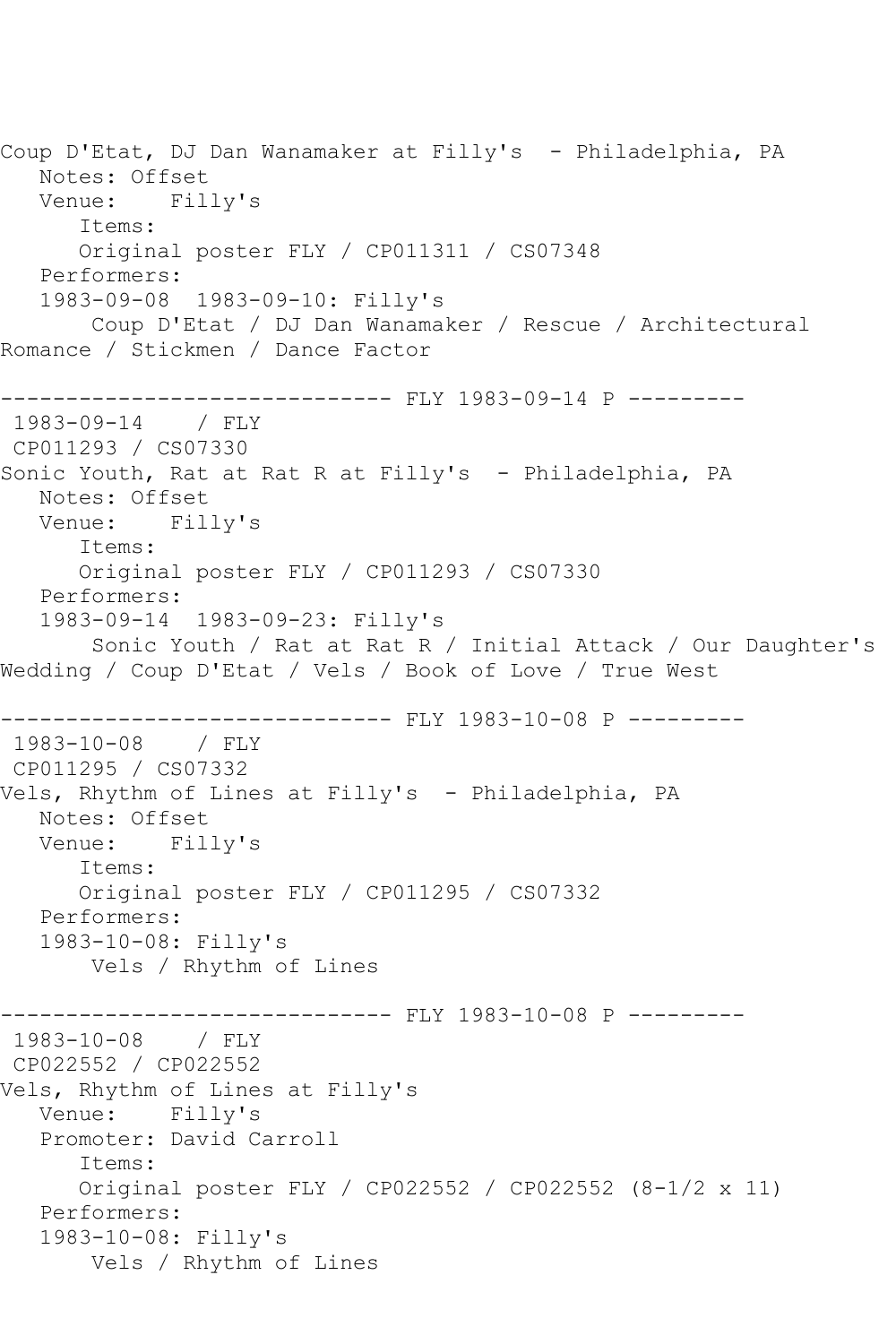Coup D'Etat, DJ Dan Wanamaker at Filly's - Philadelphia, PA
Notes: Offset
Venue: Filly's
Items:
Original poster FLY / CP011311 / CS07348
Performers:
1983-09-08 1983-09-10: Filly's
Coup D'Etat / DJ Dan Wanamaker / Rescue / Architectural Romance / Stickmen / Dance Factor

------------------------------ FLY 1983-09-14 P ---------

1983-09-14 / FLY
CP011293 / CS07330
Sonic Youth, Rat at Rat R at Filly's - Philadelphia, PA
Notes: Offset
Venue: Filly's
Items:
Original poster FLY / CP011293 / CS07330
Performers:
1983-09-14 1983-09-23: Filly's
Sonic Youth / Rat at Rat R / Initial Attack / Our Daughter's Wedding / Coup D'Etat / Vels / Book of Love / True West

------------------------------ FLY 1983-10-08 P ---------

1983-10-08 / FLY
CP011295 / CS07332
Vels, Rhythm of Lines at Filly's - Philadelphia, PA
Notes: Offset
Venue: Filly's
Items:
Original poster FLY / CP011295 / CS07332
Performers:
1983-10-08: Filly's
Vels / Rhythm of Lines

------------------------------ FLY 1983-10-08 P ---------

1983-10-08 / FLY
CP022552 / CP022552
Vels, Rhythm of Lines at Filly's
Venue: Filly's
Promoter: David Carroll
Items:
Original poster FLY / CP022552 / CP022552 (8-1/2 x 11)
Performers:
1983-10-08: Filly's
Vels / Rhythm of Lines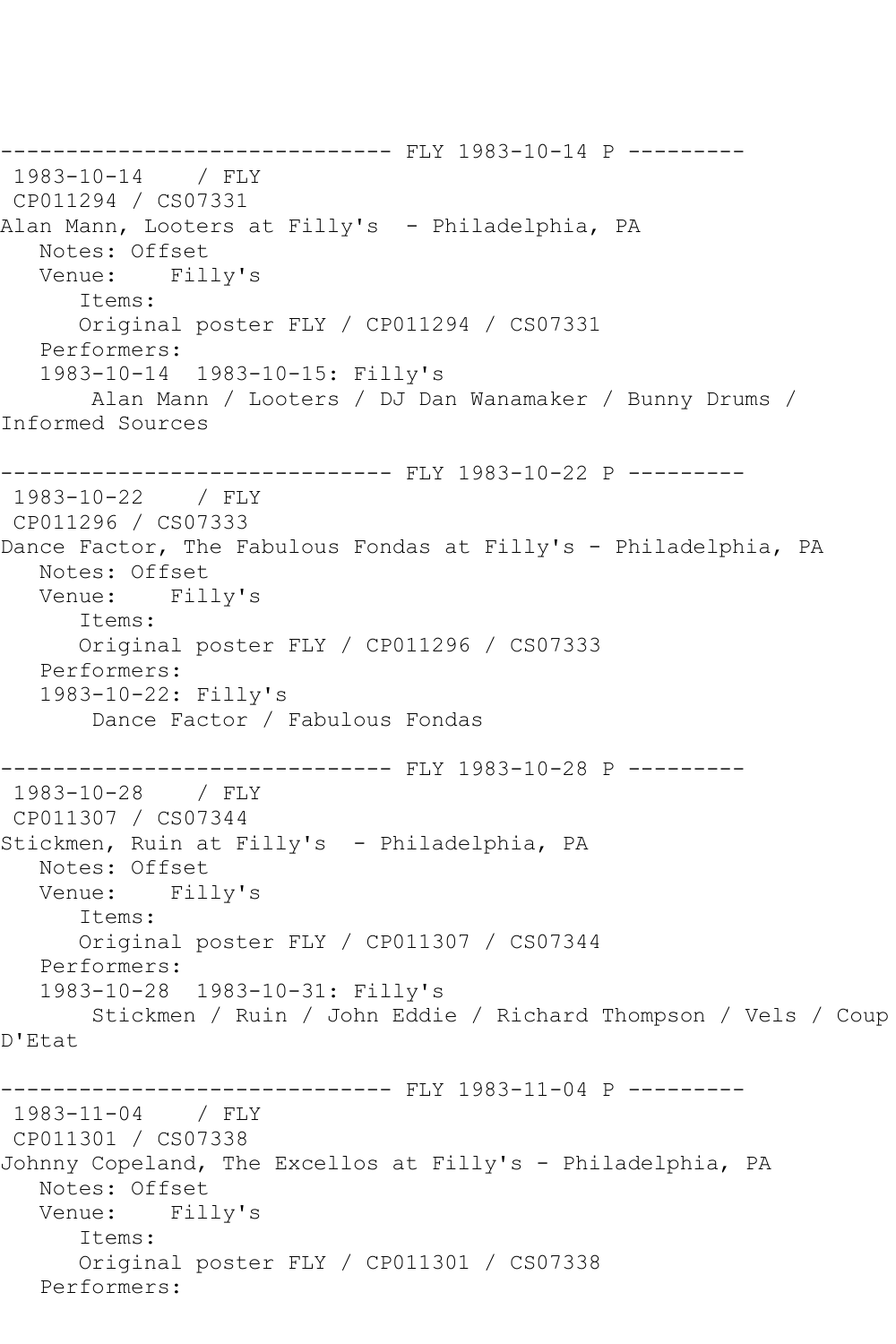------------------------------ FLY 1983-10-14 P ---------
1983-10-14 / FLY
CP011294 / CS07331
Alan Mann, Looters at Filly's - Philadelphia, PA
Notes: Offset
Venue: Filly's
Items:
Original poster FLY / CP011294 / CS07331
Performers:
1983-10-14 1983-10-15: Filly's
Alan Mann / Looters / DJ Dan Wanamaker / Bunny Drums / Informed Sources

------------------------------ FLY 1983-10-22 P ---------
1983-10-22 / FLY
CP011296 / CS07333
Dance Factor, The Fabulous Fondas at Filly's - Philadelphia, PA
Notes: Offset
Venue: Filly's
Items:
Original poster FLY / CP011296 / CS07333
Performers:
1983-10-22: Filly's
Dance Factor / Fabulous Fondas

------------------------------ FLY 1983-10-28 P ---------
1983-10-28 / FLY
CP011307 / CS07344
Stickmen, Ruin at Filly's - Philadelphia, PA
Notes: Offset
Venue: Filly's
Items:
Original poster FLY / CP011307 / CS07344
Performers:
1983-10-28 1983-10-31: Filly's
Stickmen / Ruin / John Eddie / Richard Thompson / Vels / Coup D'Etat

------------------------------ FLY 1983-11-04 P ---------
1983-11-04 / FLY
CP011301 / CS07338
Johnny Copeland, The Excellos at Filly's - Philadelphia, PA
Notes: Offset
Venue: Filly's
Items:
Original poster FLY / CP011301 / CS07338
Performers: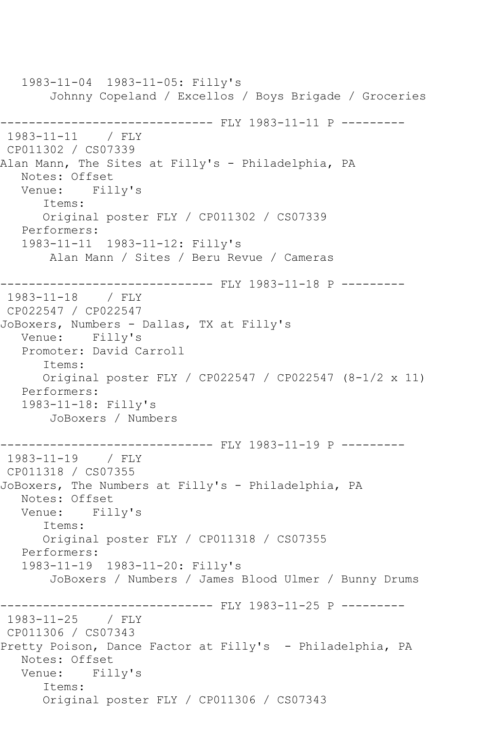```
   1983-11-04  1983-11-05: Filly's
       Johnny Copeland / Excellos / Boys Brigade / Groceries

------------------------------ FLY 1983-11-11 P ---------
 1983-11-11    / FLY
 CP011302 / CS07339
Alan Mann, The Sites at Filly's - Philadelphia, PA
   Notes: Offset
   Venue:    Filly's
      Items:
      Original poster FLY / CP011302 / CS07339
   Performers:
   1983-11-11  1983-11-12: Filly's
       Alan Mann / Sites / Beru Revue / Cameras

------------------------------ FLY 1983-11-18 P ---------
 1983-11-18    / FLY
 CP022547 / CP022547
JoBoxers, Numbers - Dallas, TX at Filly's
   Venue:    Filly's
   Promoter: David Carroll
      Items:
      Original poster FLY / CP022547 / CP022547 (8-1/2 x 11)
   Performers:
   1983-11-18: Filly's
       JoBoxers / Numbers

------------------------------ FLY 1983-11-19 P ---------
 1983-11-19    / FLY
 CP011318 / CS07355
JoBoxers, The Numbers at Filly's - Philadelphia, PA
   Notes: Offset
   Venue:    Filly's
      Items:
      Original poster FLY / CP011318 / CS07355
   Performers:
   1983-11-19  1983-11-20: Filly's
       JoBoxers / Numbers / James Blood Ulmer / Bunny Drums

------------------------------ FLY 1983-11-25 P ---------
 1983-11-25    / FLY
 CP011306 / CS07343
Pretty Poison, Dance Factor at Filly's  - Philadelphia, PA
   Notes: Offset
   Venue:    Filly's
      Items:
      Original poster FLY / CP011306 / CS07343
```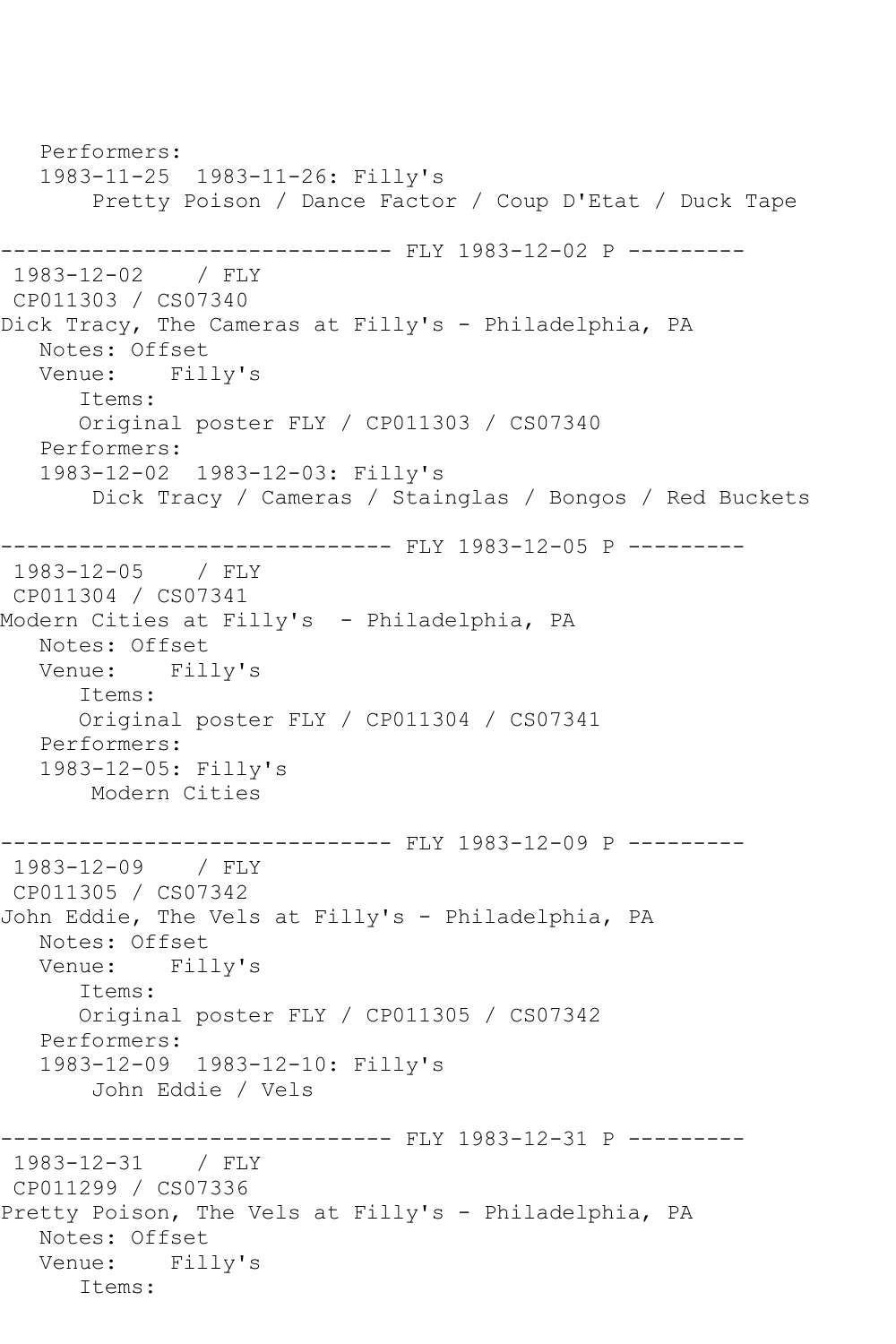```
   Performers:
   1983-11-25  1983-11-26: Filly's
       Pretty Poison / Dance Factor / Coup D'Etat / Duck Tape

------------------------------ FLY 1983-12-02 P ---------
 1983-12-02    / FLY
 CP011303 / CS07340
Dick Tracy, The Cameras at Filly's - Philadelphia, PA
   Notes: Offset
   Venue:    Filly's
      Items:
      Original poster FLY / CP011303 / CS07340
   Performers:
   1983-12-02  1983-12-03: Filly's
       Dick Tracy / Cameras / Stainglas / Bongos / Red Buckets

------------------------------ FLY 1983-12-05 P ---------
 1983-12-05    / FLY
 CP011304 / CS07341
Modern Cities at Filly's  - Philadelphia, PA
   Notes: Offset
   Venue:    Filly's
      Items:
      Original poster FLY / CP011304 / CS07341
   Performers:
   1983-12-05: Filly's
       Modern Cities

------------------------------ FLY 1983-12-09 P ---------
 1983-12-09    / FLY
 CP011305 / CS07342
John Eddie, The Vels at Filly's - Philadelphia, PA
   Notes: Offset
   Venue:    Filly's
      Items:
      Original poster FLY / CP011305 / CS07342
   Performers:
   1983-12-09  1983-12-10: Filly's
       John Eddie / Vels

------------------------------ FLY 1983-12-31 P ---------
 1983-12-31    / FLY
 CP011299 / CS07336
Pretty Poison, The Vels at Filly's - Philadelphia, PA
   Notes: Offset
   Venue:    Filly's
      Items:
```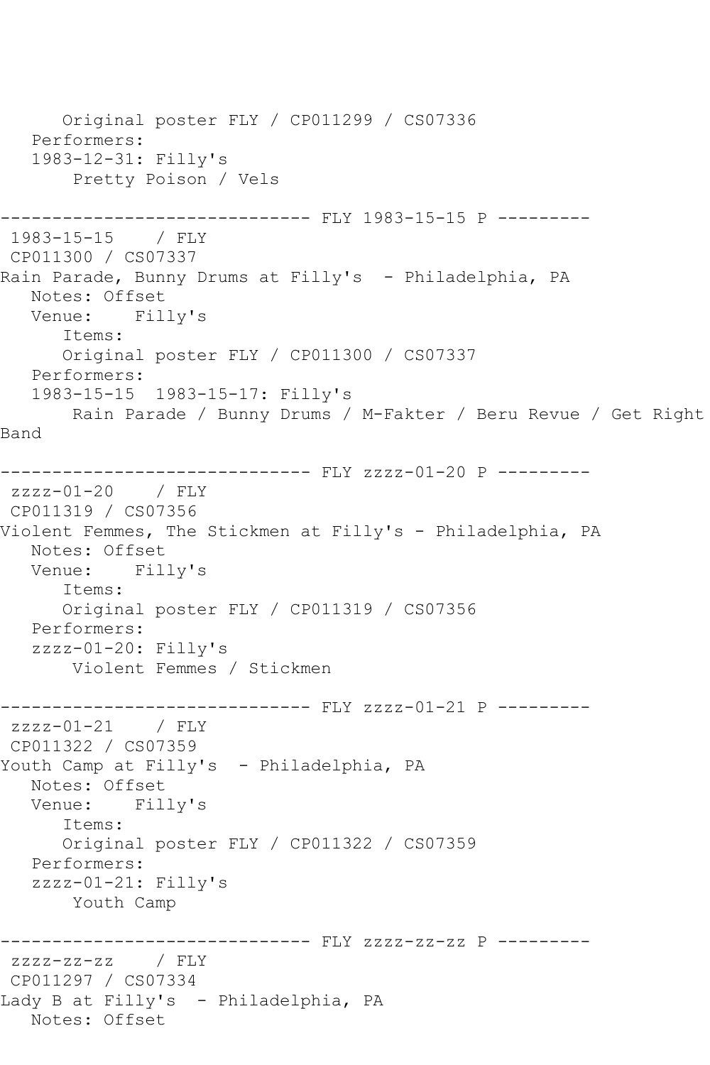```
      Original poster FLY / CP011299 / CS07336
   Performers:
   1983-12-31: Filly's
       Pretty Poison / Vels

------------------------------ FLY 1983-15-15 P ---------
 1983-15-15    / FLY
 CP011300 / CS07337
Rain Parade, Bunny Drums at Filly's  - Philadelphia, PA
   Notes: Offset
   Venue:    Filly's
      Items:
      Original poster FLY / CP011300 / CS07337
   Performers:
   1983-15-15  1983-15-17: Filly's
       Rain Parade / Bunny Drums / M-Fakter / Beru Revue / Get Right
Band

------------------------------ FLY zzzz-01-20 P ---------
 zzzz-01-20    / FLY
 CP011319 / CS07356
Violent Femmes, The Stickmen at Filly's - Philadelphia, PA
   Notes: Offset
   Venue:    Filly's
      Items:
      Original poster FLY / CP011319 / CS07356
   Performers:
   zzzz-01-20: Filly's
       Violent Femmes / Stickmen

------------------------------ FLY zzzz-01-21 P ---------
 zzzz-01-21    / FLY
 CP011322 / CS07359
Youth Camp at Filly's  - Philadelphia, PA
   Notes: Offset
   Venue:    Filly's
      Items:
      Original poster FLY / CP011322 / CS07359
   Performers:
   zzzz-01-21: Filly's
       Youth Camp

------------------------------ FLY zzzz-zz-zz P ---------
 zzzz-zz-zz    / FLY
 CP011297 / CS07334
Lady B at Filly's  - Philadelphia, PA
   Notes: Offset
```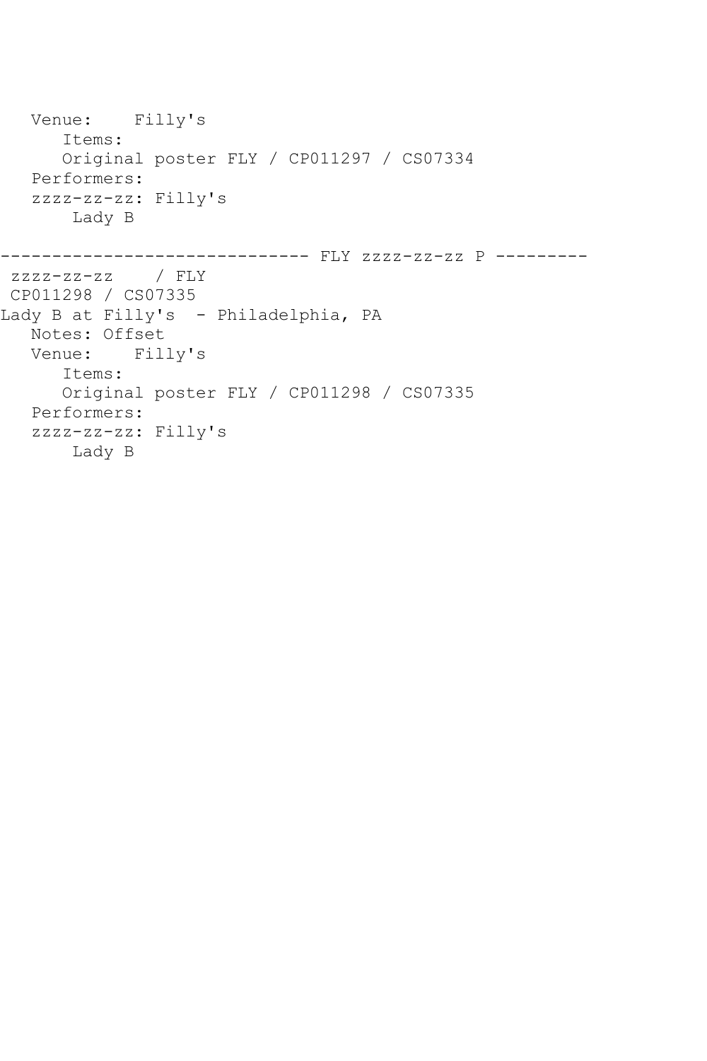Venue: Filly's
Items:
Original poster FLY / CP011297 / CS07334
Performers:
zzzz-zz-zz: Filly's
Lady B

------------------------------ FLY zzzz-zz-zz P ---------
zzzz-zz-zz / FLY
CP011298 / CS07335
Lady B at Filly's - Philadelphia, PA
Notes: Offset
Venue: Filly's
Items:
Original poster FLY / CP011298 / CS07335
Performers:
zzzz-zz-zz: Filly's
Lady B